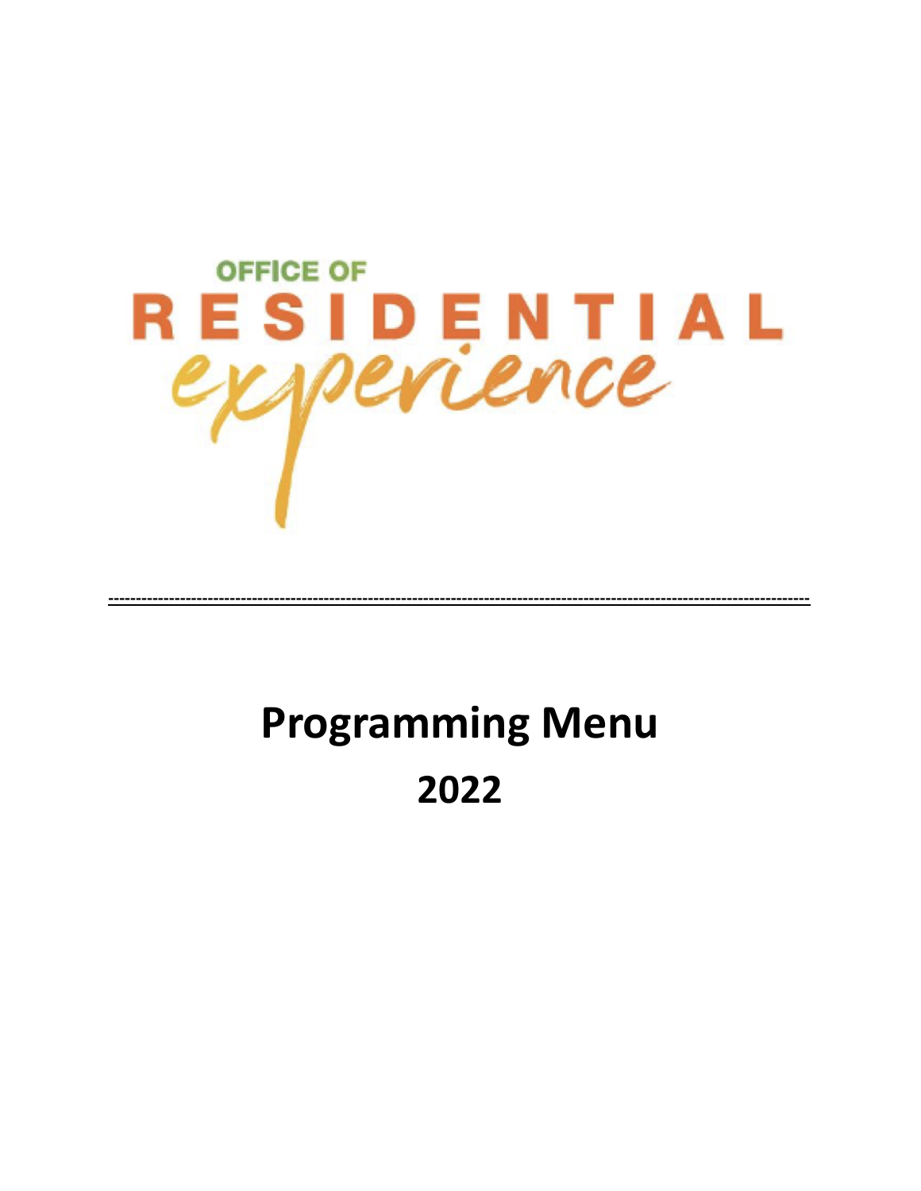OFFICE OF

RESIDENTIAL

experience

---

# Programming Menu

# 2022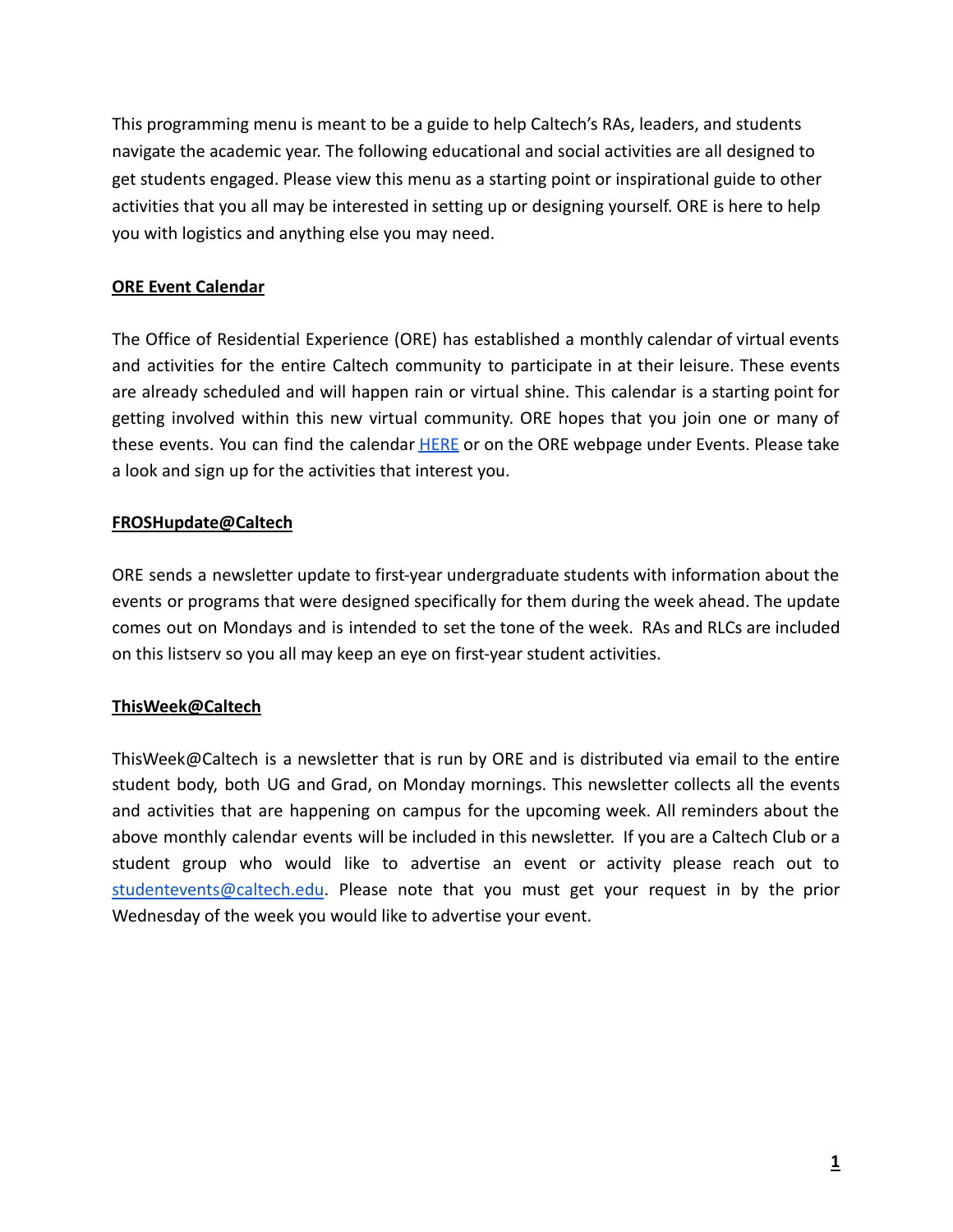This programming menu is meant to be a guide to help Caltech's RAs, leaders, and students navigate the academic year. The following educational and social activities are all designed to get students engaged. Please view this menu as a starting point or inspirational guide to other activities that you all may be interested in setting up or designing yourself. ORE is here to help you with logistics and anything else you may need.

## ORE Event Calendar

The Office of Residential Experience (ORE) has established a monthly calendar of virtual events and activities for the entire Caltech community to participate in at their leisure. These events are already scheduled and will happen rain or virtual shine. This calendar is a starting point for getting involved within this new virtual community. ORE hopes that you join one or many of these events. You can find the calendar HERE or on the ORE webpage under Events. Please take a look and sign up for the activities that interest you.

## FROSHupdate@Caltech

ORE sends a newsletter update to first-year undergraduate students with information about the events or programs that were designed specifically for them during the week ahead. The update comes out on Mondays and is intended to set the tone of the week. RAs and RLCs are included on this listserv so you all may keep an eye on first-year student activities.

## ThisWeek@Caltech

ThisWeek@Caltech is a newsletter that is run by ORE and is distributed via email to the entire student body, both UG and Grad, on Monday mornings. This newsletter collects all the events and activities that are happening on campus for the upcoming week. All reminders about the above monthly calendar events will be included in this newsletter. If you are a Caltech Club or a student group who would like to advertise an event or activity please reach out to studentevents@caltech.edu. Please note that you must get your request in by the prior Wednesday of the week you would like to advertise your event.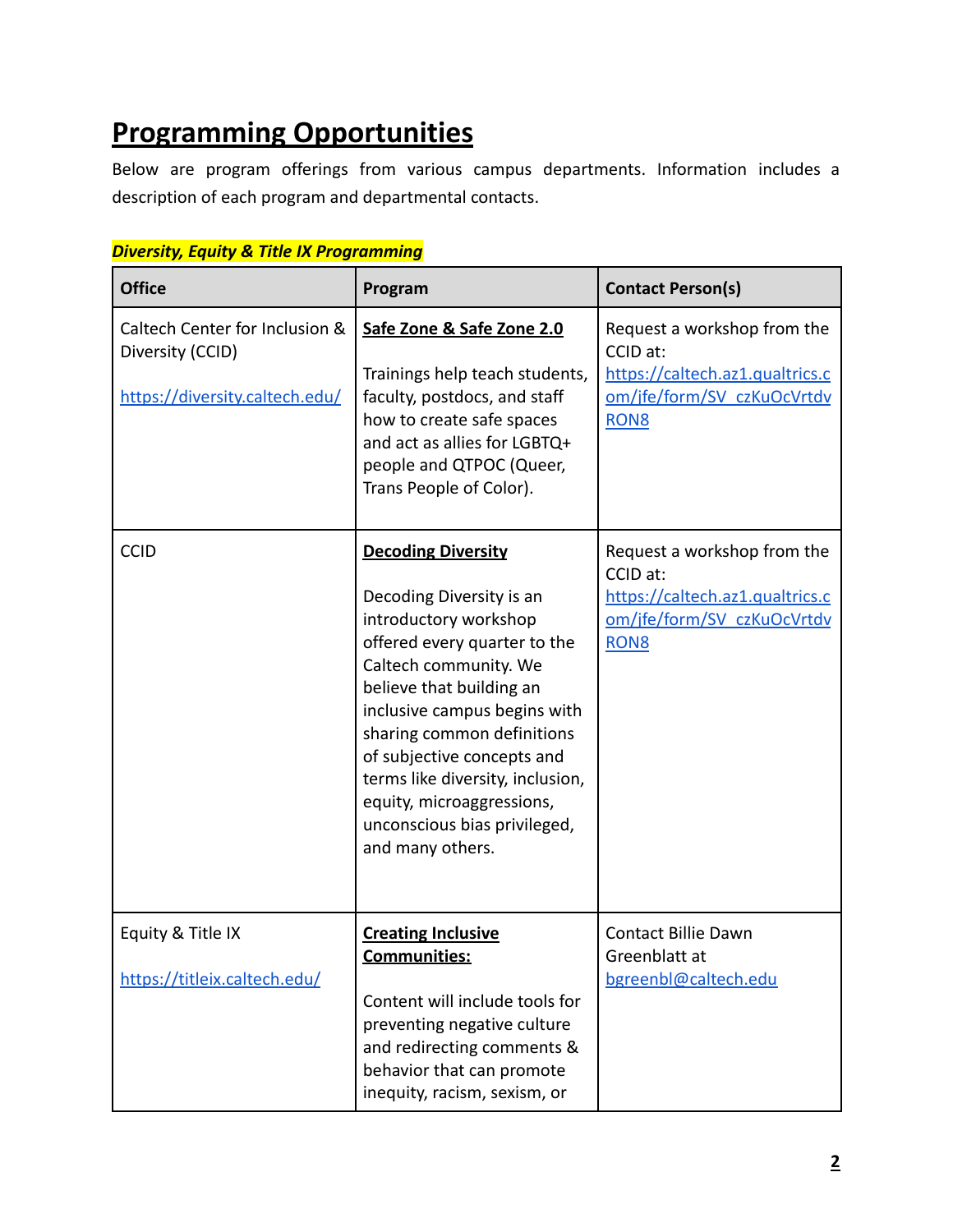# Programming Opportunities

Below are program offerings from various campus departments. Information includes a description of each program and departmental contacts.

***Diversity, Equity & Title IX Programming***

| Office | Program | Contact Person(s) |
|---|---|---|
| Caltech Center for Inclusion & Diversity (CCID)<br><br>https://diversity.caltech.edu/ | **Safe Zone & Safe Zone 2.0**<br><br>Trainings help teach students, faculty, postdocs, and staff how to create safe spaces and act as allies for LGBTQ+ people and QTPOC (Queer, Trans People of Color). | Request a workshop from the CCID at: https://caltech.az1.qualtrics.com/jfe/form/SV_czKuOcVrtdvRON8 |
| CCID | **Decoding Diversity**<br><br>Decoding Diversity is an introductory workshop offered every quarter to the Caltech community. We believe that building an inclusive campus begins with sharing common definitions of subjective concepts and terms like diversity, inclusion, equity, microaggressions, unconscious bias privileged, and many others. | Request a workshop from the CCID at: https://caltech.az1.qualtrics.com/jfe/form/SV_czKuOcVrtdvRON8 |
| Equity & Title IX<br><br>https://titleix.caltech.edu/ | **Creating Inclusive Communities:**<br><br>Content will include tools for preventing negative culture and redirecting comments & behavior that can promote inequity, racism, sexism, or | Contact Billie Dawn Greenblatt at bgreenbl@caltech.edu |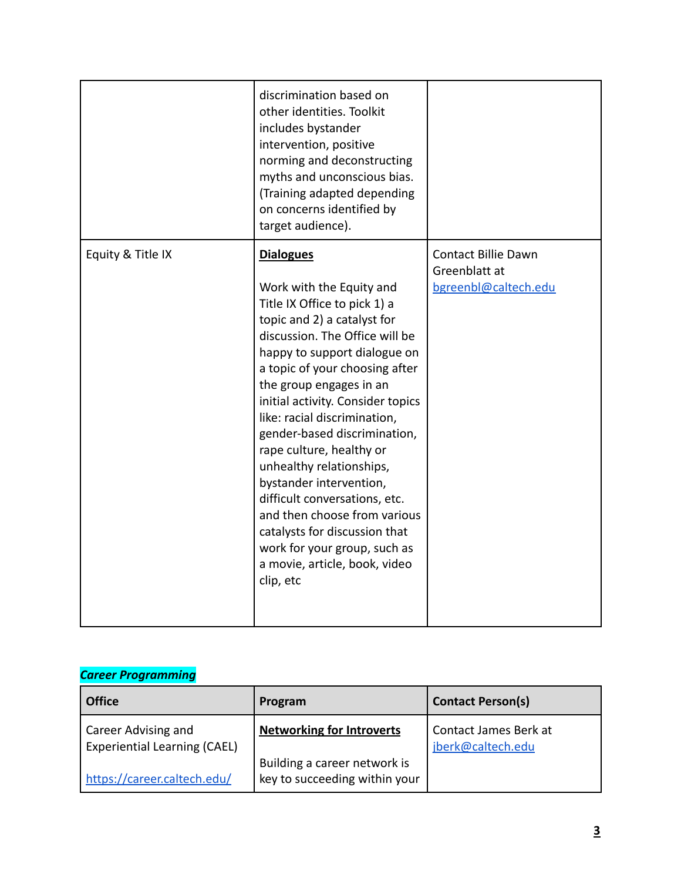| | | |
|---|---|---|
| | discrimination based on other identities. Toolkit includes bystander intervention, positive norming and deconstructing myths and unconscious bias. (Training adapted depending on concerns identified by target audience). | |
| Equity & Title IX | **Dialogues**<br><br>Work with the Equity and Title IX Office to pick 1) a topic and 2) a catalyst for discussion. The Office will be happy to support dialogue on a topic of your choosing after the group engages in an initial activity. Consider topics like: racial discrimination, gender-based discrimination, rape culture, healthy or unhealthy relationships, bystander intervention, difficult conversations, etc. and then choose from various catalysts for discussion that work for your group, such as a movie, article, book, video clip, etc | Contact Billie Dawn Greenblatt at bgreenbl@caltech.edu |

***Career Programming***

| Office | Program | Contact Person(s) |
|---|---|---|
| Career Advising and Experiential Learning (CAEL)<br><br>https://career.caltech.edu/ | **Networking for Introverts**<br><br>Building a career network is key to succeeding within your | Contact James Berk at jberk@caltech.edu |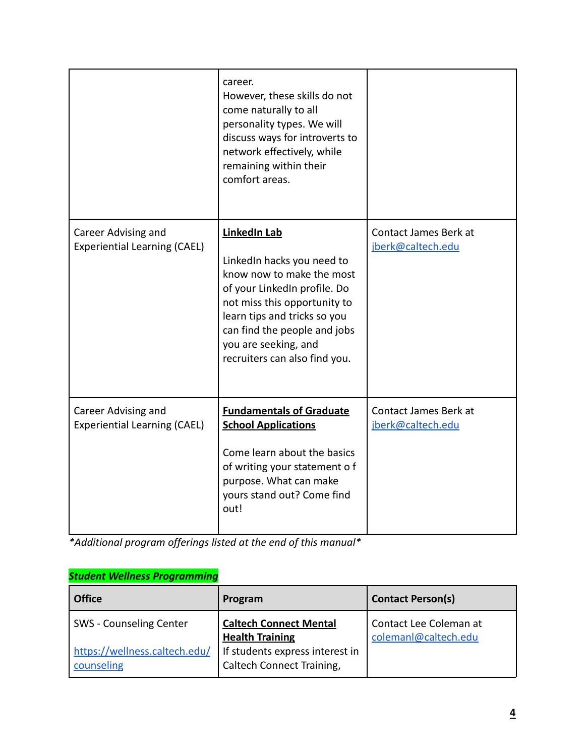| | | |
|---|---|---|
| | career. However, these skills do not come naturally to all personality types. We will discuss ways for introverts to network effectively, while remaining within their comfort areas. | |
| Career Advising and Experiential Learning (CAEL) | **LinkedIn Lab**<br><br>LinkedIn hacks you need to know now to make the most of your LinkedIn profile. Do not miss this opportunity to learn tips and tricks so you can find the people and jobs you are seeking, and recruiters can also find you. | Contact James Berk at jberk@caltech.edu |
| Career Advising and Experiential Learning (CAEL) | **Fundamentals of Graduate School Applications**<br><br>Come learn about the basics of writing your statement o f purpose. What can make yours stand out? Come find out! | Contact James Berk at jberk@caltech.edu |

*\*Additional program offerings listed at the end of this manual\**

***Student Wellness Programming***

| Office | Program | Contact Person(s) |
|---|---|---|
| SWS - Counseling Center<br><br>https://wellness.caltech.edu/counseling | **Caltech Connect Mental Health Training**<br>If students express interest in Caltech Connect Training, | Contact Lee Coleman at colemanl@caltech.edu |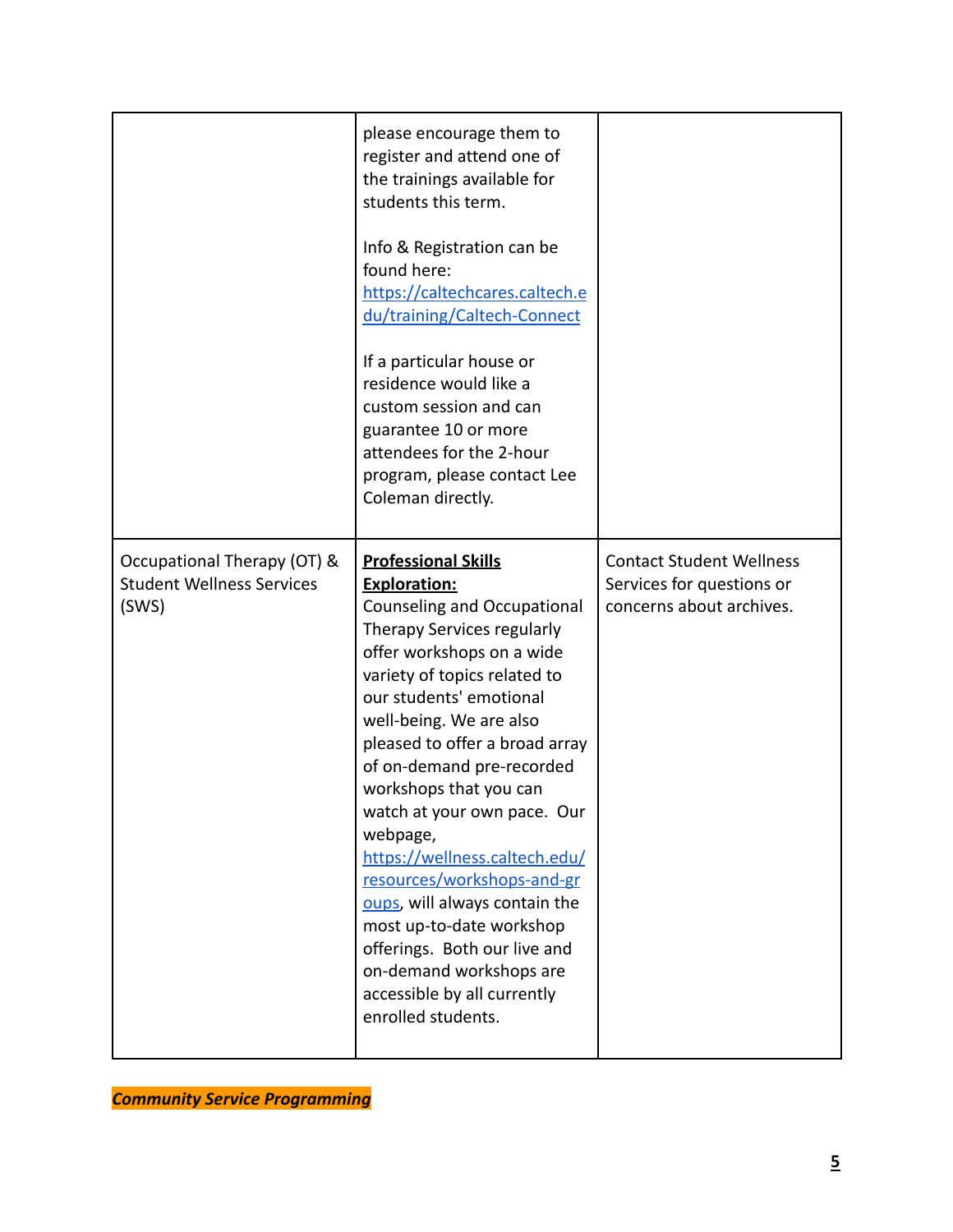| | | |
|---|---|---|
| | please encourage them to register and attend one of the trainings available for students this term.<br><br>Info & Registration can be found here: [https://caltechcares.caltech.edu/training/Caltech-Connect](https://caltechcares.caltech.edu/training/Caltech-Connect)<br><br>If a particular house or residence would like a custom session and can guarantee 10 or more attendees for the 2-hour program, please contact Lee Coleman directly. | |
| Occupational Therapy (OT) & Student Wellness Services (SWS) | **Professional Skills Exploration:**<br>Counseling and Occupational Therapy Services regularly offer workshops on a wide variety of topics related to our students' emotional well-being. We are also pleased to offer a broad array of on-demand pre-recorded workshops that you can watch at your own pace. Our webpage, [https://wellness.caltech.edu/resources/workshops-and-groups](https://wellness.caltech.edu/resources/workshops-and-groups), will always contain the most up-to-date workshop offerings. Both our live and on-demand workshops are accessible by all currently enrolled students. | Contact Student Wellness Services for questions or concerns about archives. |

***Community Service Programming***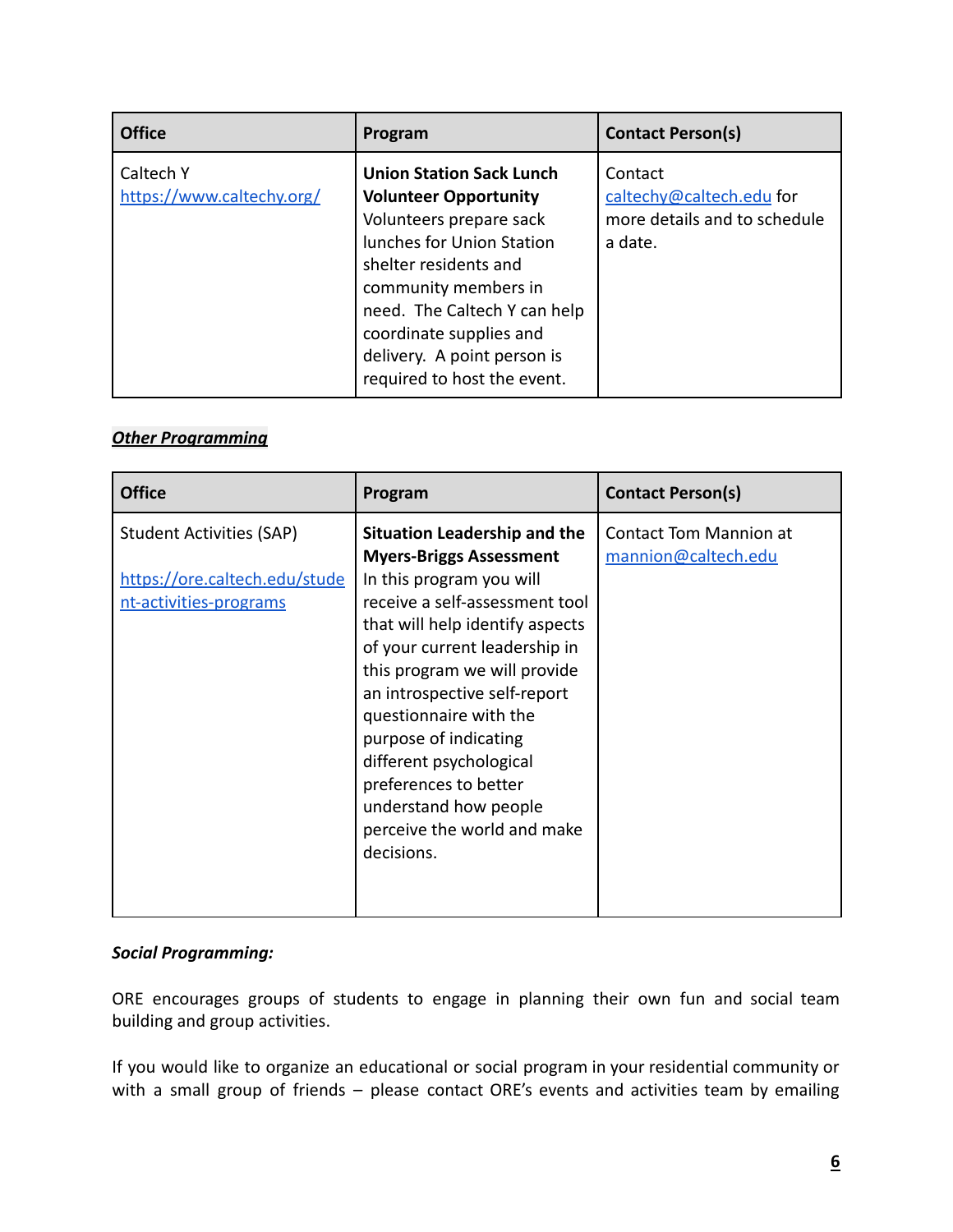| Office | Program | Contact Person(s) |
| --- | --- | --- |
| Caltech Y https://www.caltechy.org/ | **Union Station Sack Lunch Volunteer Opportunity** Volunteers prepare sack lunches for Union Station shelter residents and community members in need. The Caltech Y can help coordinate supplies and delivery. A point person is required to host the event. | Contact caltechy@caltech.edu for more details and to schedule a date. |

***Other Programming***

| Office | Program | Contact Person(s) |
| --- | --- | --- |
| Student Activities (SAP) https://ore.caltech.edu/student-activities-programs | **Situation Leadership and the Myers-Briggs Assessment** In this program you will receive a self-assessment tool that will help identify aspects of your current leadership in this program we will provide an introspective self-report questionnaire with the purpose of indicating different psychological preferences to better understand how people perceive the world and make decisions. | Contact Tom Mannion at mannion@caltech.edu |

***Social Programming:***

ORE encourages groups of students to engage in planning their own fun and social team building and group activities.

If you would like to organize an educational or social program in your residential community or with a small group of friends – please contact ORE's events and activities team by emailing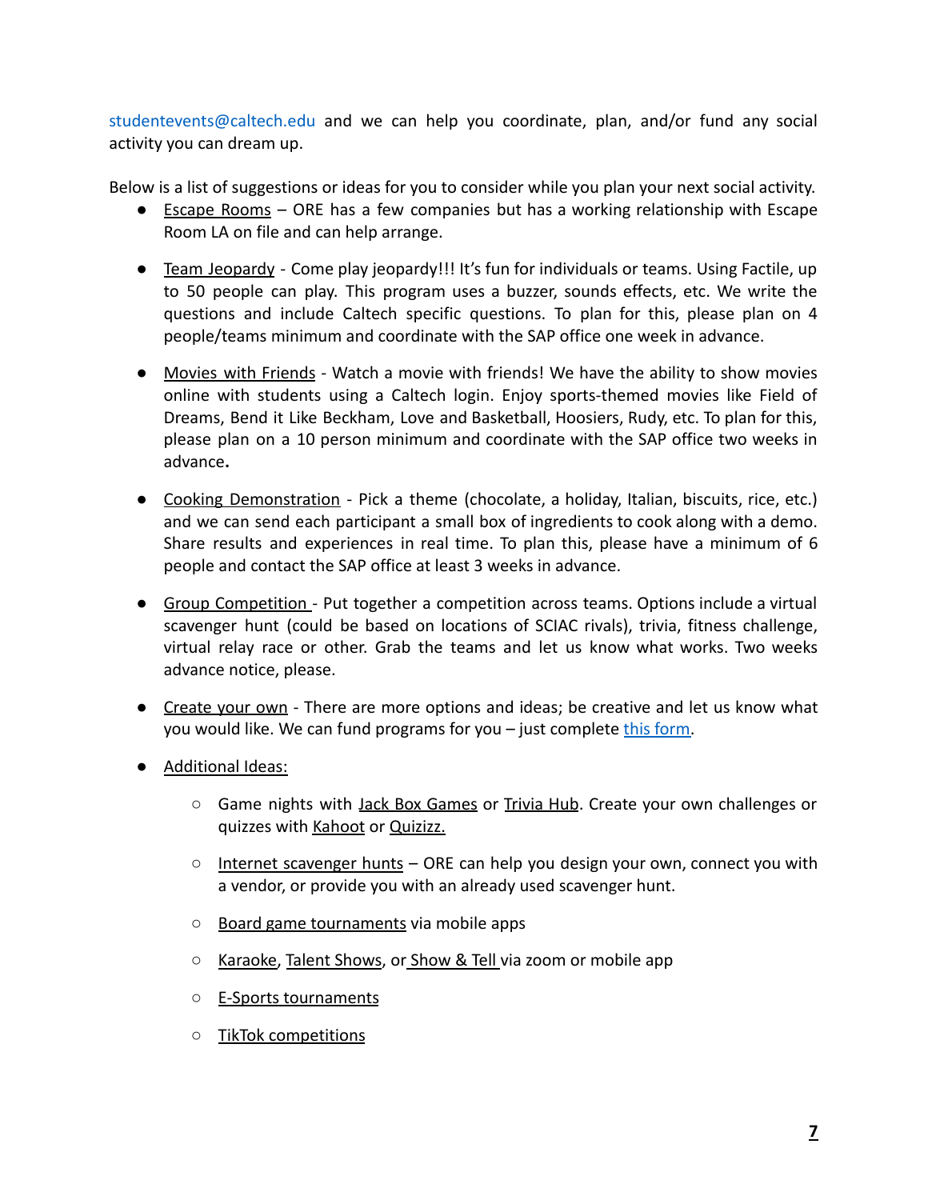studentevents@caltech.edu and we can help you coordinate, plan, and/or fund any social activity you can dream up.

Below is a list of suggestions or ideas for you to consider while you plan your next social activity.

- Escape Rooms – ORE has a few companies but has a working relationship with Escape Room LA on file and can help arrange.

- Team Jeopardy - Come play jeopardy!!! It's fun for individuals or teams. Using Factile, up to 50 people can play. This program uses a buzzer, sounds effects, etc. We write the questions and include Caltech specific questions. To plan for this, please plan on 4 people/teams minimum and coordinate with the SAP office one week in advance.

- Movies with Friends - Watch a movie with friends! We have the ability to show movies online with students using a Caltech login. Enjoy sports-themed movies like Field of Dreams, Bend it Like Beckham, Love and Basketball, Hoosiers, Rudy, etc. To plan for this, please plan on a 10 person minimum and coordinate with the SAP office two weeks in advance.

- Cooking Demonstration - Pick a theme (chocolate, a holiday, Italian, biscuits, rice, etc.) and we can send each participant a small box of ingredients to cook along with a demo. Share results and experiences in real time. To plan this, please have a minimum of 6 people and contact the SAP office at least 3 weeks in advance.

- Group Competition - Put together a competition across teams. Options include a virtual scavenger hunt (could be based on locations of SCIAC rivals), trivia, fitness challenge, virtual relay race or other. Grab the teams and let us know what works. Two weeks advance notice, please.

- Create your own - There are more options and ideas; be creative and let us know what you would like. We can fund programs for you – just complete this form.

- Additional Ideas:
    - Game nights with Jack Box Games or Trivia Hub. Create your own challenges or quizzes with Kahoot or Quizizz.
    - Internet scavenger hunts – ORE can help you design your own, connect you with a vendor, or provide you with an already used scavenger hunt.
    - Board game tournaments via mobile apps
    - Karaoke, Talent Shows, or Show & Tell via zoom or mobile app
    - E-Sports tournaments
    - TikTok competitions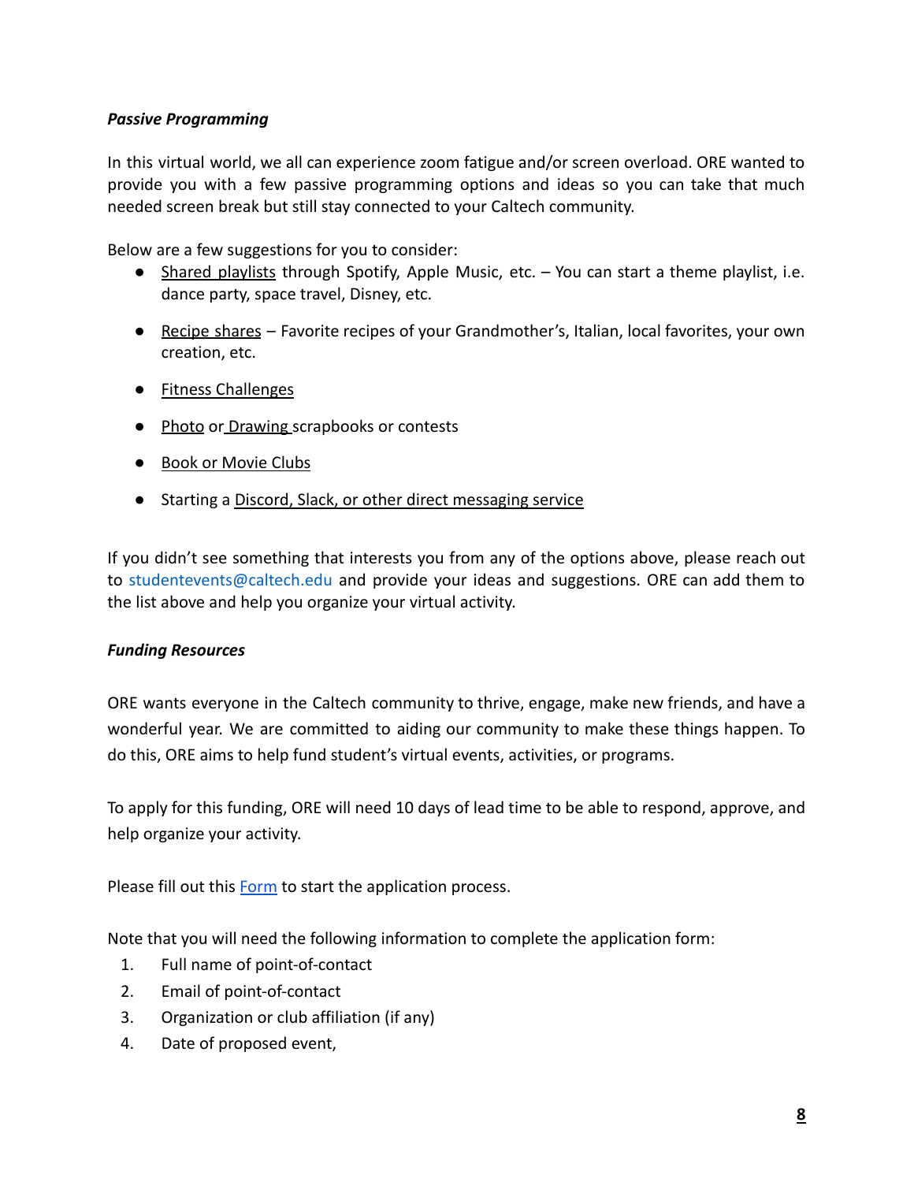***Passive Programming***

In this virtual world, we all can experience zoom fatigue and/or screen overload. ORE wanted to provide you with a few passive programming options and ideas so you can take that much needed screen break but still stay connected to your Caltech community.

Below are a few suggestions for you to consider:

- Shared playlists through Spotify, Apple Music, etc. – You can start a theme playlist, i.e. dance party, space travel, Disney, etc.
- Recipe shares – Favorite recipes of your Grandmother's, Italian, local favorites, your own creation, etc.
- Fitness Challenges
- Photo or Drawing scrapbooks or contests
- Book or Movie Clubs
- Starting a Discord, Slack, or other direct messaging service

If you didn't see something that interests you from any of the options above, please reach out to studentevents@caltech.edu and provide your ideas and suggestions. ORE can add them to the list above and help you organize your virtual activity.

***Funding Resources***

ORE wants everyone in the Caltech community to thrive, engage, make new friends, and have a wonderful year. We are committed to aiding our community to make these things happen. To do this, ORE aims to help fund student's virtual events, activities, or programs.

To apply for this funding, ORE will need 10 days of lead time to be able to respond, approve, and help organize your activity.

Please fill out this Form to start the application process.

Note that you will need the following information to complete the application form:

1. Full name of point-of-contact
2. Email of point-of-contact
3. Organization or club affiliation (if any)
4. Date of proposed event,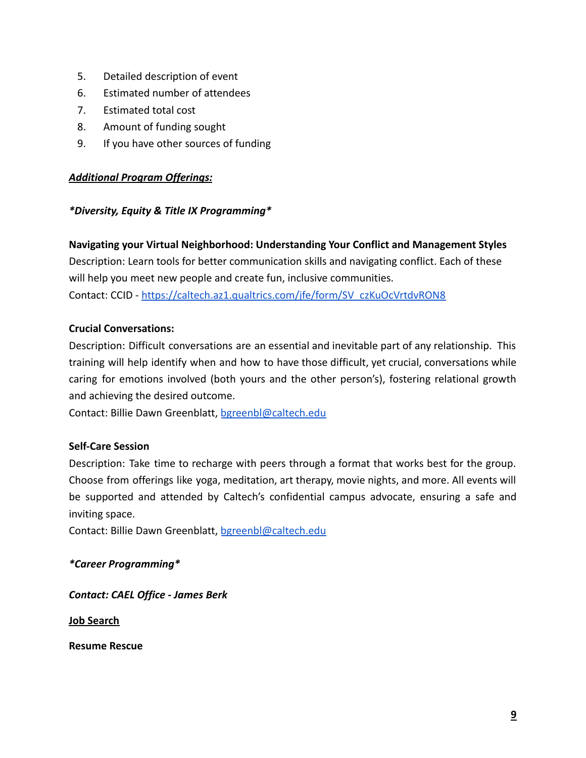5. Detailed description of event
6. Estimated number of attendees
7. Estimated total cost
8. Amount of funding sought
9. If you have other sources of funding

***Additional Program Offerings:***

***\*Diversity, Equity & Title IX Programming\****

**Navigating your Virtual Neighborhood: Understanding Your Conflict and Management Styles**
Description: Learn tools for better communication skills and navigating conflict. Each of these will help you meet new people and create fun, inclusive communities.
Contact: CCID - [https://caltech.az1.qualtrics.com/jfe/form/SV_czKuOcVrtdvRON8](https://caltech.az1.qualtrics.com/jfe/form/SV_czKuOcVrtdvRON8)

**Crucial Conversations:**
Description: Difficult conversations are an essential and inevitable part of any relationship. This training will help identify when and how to have those difficult, yet crucial, conversations while caring for emotions involved (both yours and the other person's), fostering relational growth and achieving the desired outcome.
Contact: Billie Dawn Greenblatt, [bgreenbl@caltech.edu](mailto:bgreenbl@caltech.edu)

**Self-Care Session**
Description: Take time to recharge with peers through a format that works best for the group. Choose from offerings like yoga, meditation, art therapy, movie nights, and more. All events will be supported and attended by Caltech's confidential campus advocate, ensuring a safe and inviting space.
Contact: Billie Dawn Greenblatt, [bgreenbl@caltech.edu](mailto:bgreenbl@caltech.edu)

***\*Career Programming\****

***Contact: CAEL Office - James Berk***

**Job Search**

**Resume Rescue**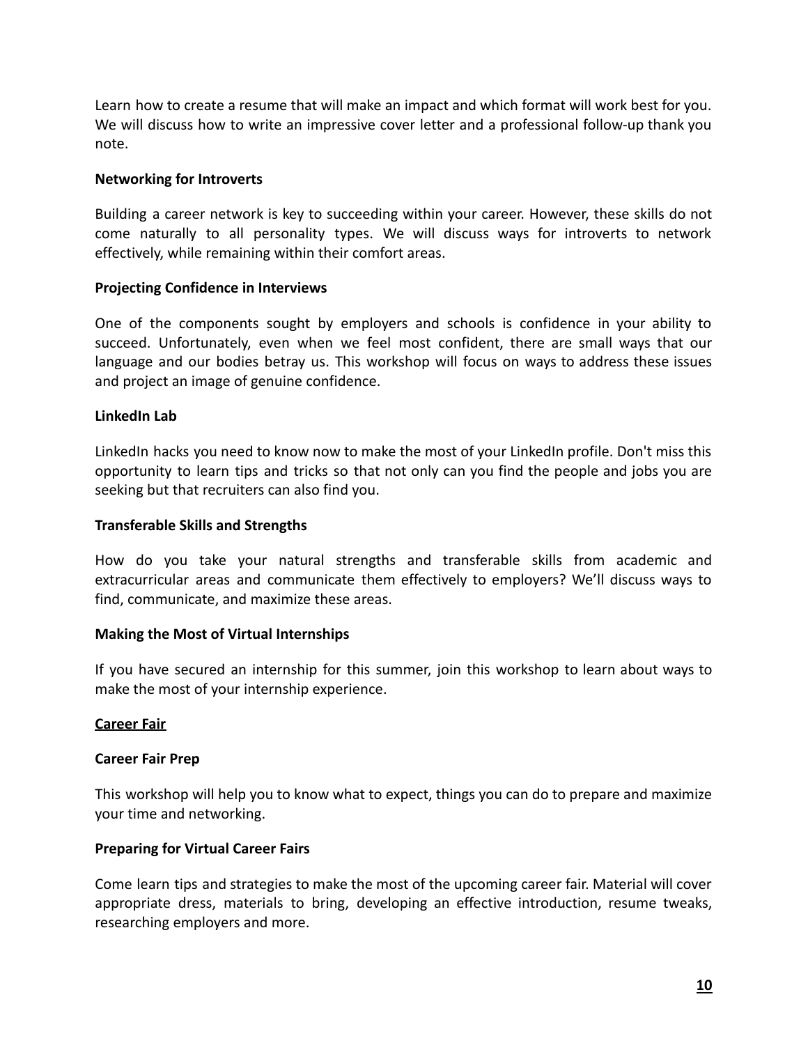Learn how to create a resume that will make an impact and which format will work best for you. We will discuss how to write an impressive cover letter and a professional follow-up thank you note.

**Networking for Introverts**

Building a career network is key to succeeding within your career. However, these skills do not come naturally to all personality types. We will discuss ways for introverts to network effectively, while remaining within their comfort areas.

**Projecting Confidence in Interviews**

One of the components sought by employers and schools is confidence in your ability to succeed. Unfortunately, even when we feel most confident, there are small ways that our language and our bodies betray us. This workshop will focus on ways to address these issues and project an image of genuine confidence.

**LinkedIn Lab**

LinkedIn hacks you need to know now to make the most of your LinkedIn profile. Don't miss this opportunity to learn tips and tricks so that not only can you find the people and jobs you are seeking but that recruiters can also find you.

**Transferable Skills and Strengths**

How do you take your natural strengths and transferable skills from academic and extracurricular areas and communicate them effectively to employers? We'll discuss ways to find, communicate, and maximize these areas.

**Making the Most of Virtual Internships**

If you have secured an internship for this summer, join this workshop to learn about ways to make the most of your internship experience.

**Career Fair**

**Career Fair Prep**

This workshop will help you to know what to expect, things you can do to prepare and maximize your time and networking.

**Preparing for Virtual Career Fairs**

Come learn tips and strategies to make the most of the upcoming career fair. Material will cover appropriate dress, materials to bring, developing an effective introduction, resume tweaks, researching employers and more.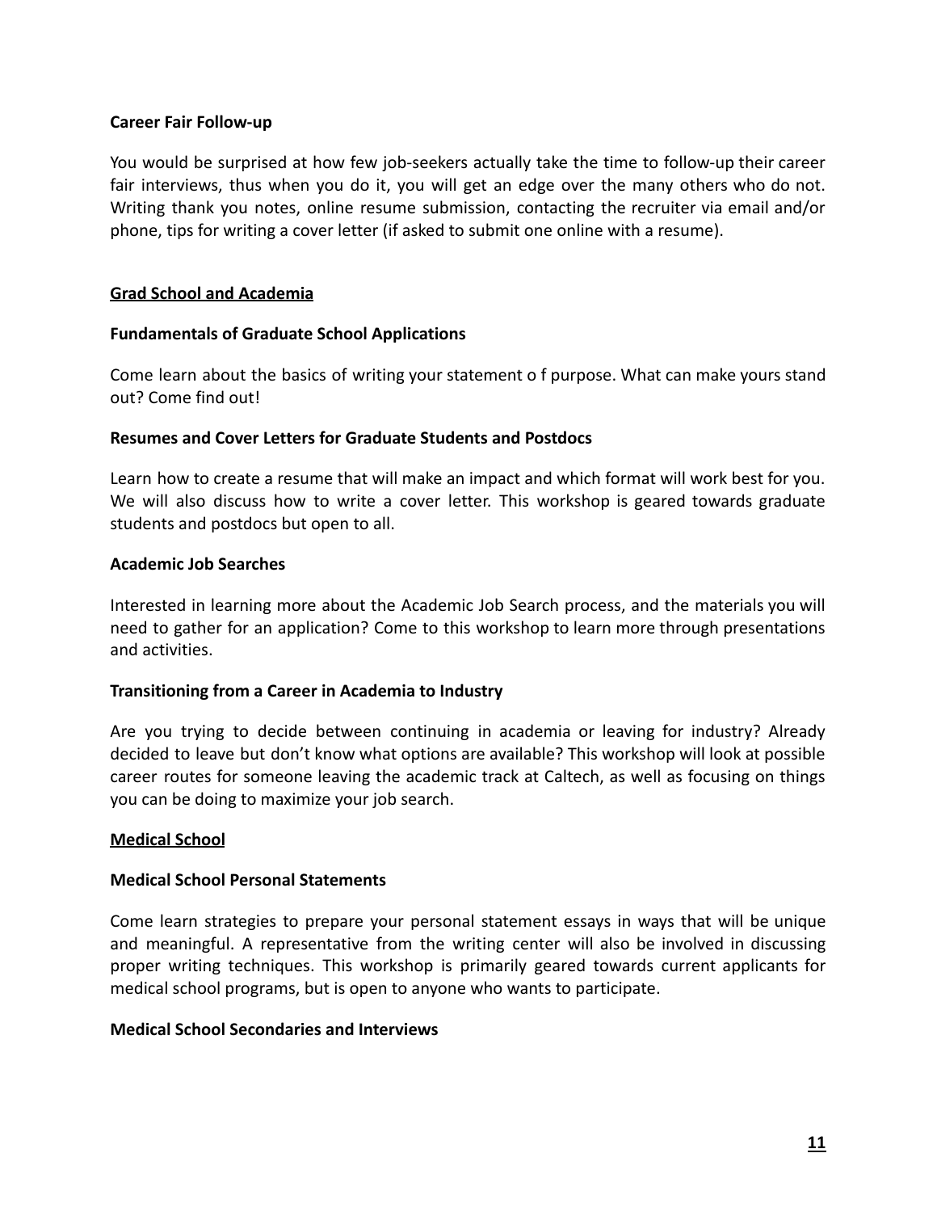**Career Fair Follow-up**

You would be surprised at how few job-seekers actually take the time to follow-up their career fair interviews, thus when you do it, you will get an edge over the many others who do not. Writing thank you notes, online resume submission, contacting the recruiter via email and/or phone, tips for writing a cover letter (if asked to submit one online with a resume).

## Grad School and Academia

**Fundamentals of Graduate School Applications**

Come learn about the basics of writing your statement o f purpose. What can make yours stand out? Come find out!

**Resumes and Cover Letters for Graduate Students and Postdocs**

Learn how to create a resume that will make an impact and which format will work best for you. We will also discuss how to write a cover letter. This workshop is geared towards graduate students and postdocs but open to all.

**Academic Job Searches**

Interested in learning more about the Academic Job Search process, and the materials you will need to gather for an application? Come to this workshop to learn more through presentations and activities.

**Transitioning from a Career in Academia to Industry**

Are you trying to decide between continuing in academia or leaving for industry? Already decided to leave but don't know what options are available? This workshop will look at possible career routes for someone leaving the academic track at Caltech, as well as focusing on things you can be doing to maximize your job search.

## Medical School

**Medical School Personal Statements**

Come learn strategies to prepare your personal statement essays in ways that will be unique and meaningful. A representative from the writing center will also be involved in discussing proper writing techniques. This workshop is primarily geared towards current applicants for medical school programs, but is open to anyone who wants to participate.

**Medical School Secondaries and Interviews**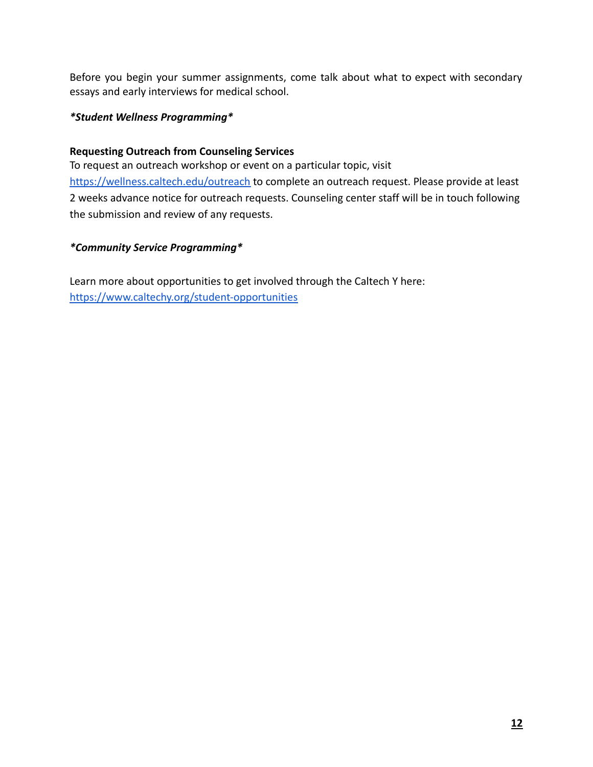Before you begin your summer assignments, come talk about what to expect with secondary essays and early interviews for medical school.

***Student Wellness Programming***

**Requesting Outreach from Counseling Services**

To request an outreach workshop or event on a particular topic, visit [https://wellness.caltech.edu/outreach](https://wellness.caltech.edu/outreach) to complete an outreach request. Please provide at least 2 weeks advance notice for outreach requests. Counseling center staff will be in touch following the submission and review of any requests.

***Community Service Programming***

Learn more about opportunities to get involved through the Caltech Y here: [https://www.caltechy.org/student-opportunities](https://www.caltechy.org/student-opportunities)